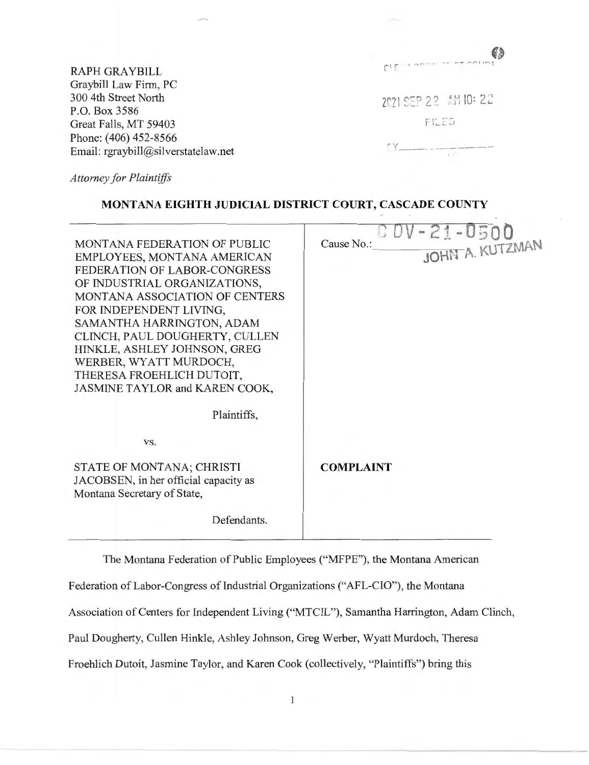RAPH GRAYBILL
Graybill Law Firm, PC
300 4th Street North
P.O. Box 3586
Great Falls, MT 59403
Phone: (406) 452-8566
Email: rgraybill@silverstatelaw.net

*Attorney for Plaintiffs*

2021 SEP 22 AM 10: 22
FILED

**MONTANA EIGHTH JUDICIAL DISTRICT COURT, CASCADE COUNTY**

| | |
|---|---|
| MONTANA FEDERATION OF PUBLIC EMPLOYEES, MONTANA AMERICAN FEDERATION OF LABOR-CONGRESS OF INDUSTRIAL ORGANIZATIONS, MONTANA ASSOCIATION OF CENTERS FOR INDEPENDENT LIVING, SAMANTHA HARRINGTON, ADAM CLINCH, PAUL DOUGHERTY, CULLEN HINKLE, ASHLEY JOHNSON, GREG WERBER, WYATT MURDOCH, THERESA FROEHLICH DUTOIT, JASMINE TAYLOR and KAREN COOK, Plaintiffs, | Cause No.: CDV-21-0500 JOHN A. KUTZMAN |
| vs. | |
| STATE OF MONTANA; CHRISTI JACOBSEN, in her official capacity as Montana Secretary of State, Defendants. | **COMPLAINT** |

The Montana Federation of Public Employees ("MFPE"), the Montana American Federation of Labor-Congress of Industrial Organizations ("AFL-CIO"), the Montana Association of Centers for Independent Living ("MTCIL"), Samantha Harrington, Adam Clinch, Paul Dougherty, Cullen Hinkle, Ashley Johnson, Greg Werber, Wyatt Murdoch, Theresa Froehlich Dutoit, Jasmine Taylor, and Karen Cook (collectively, "Plaintiffs") bring this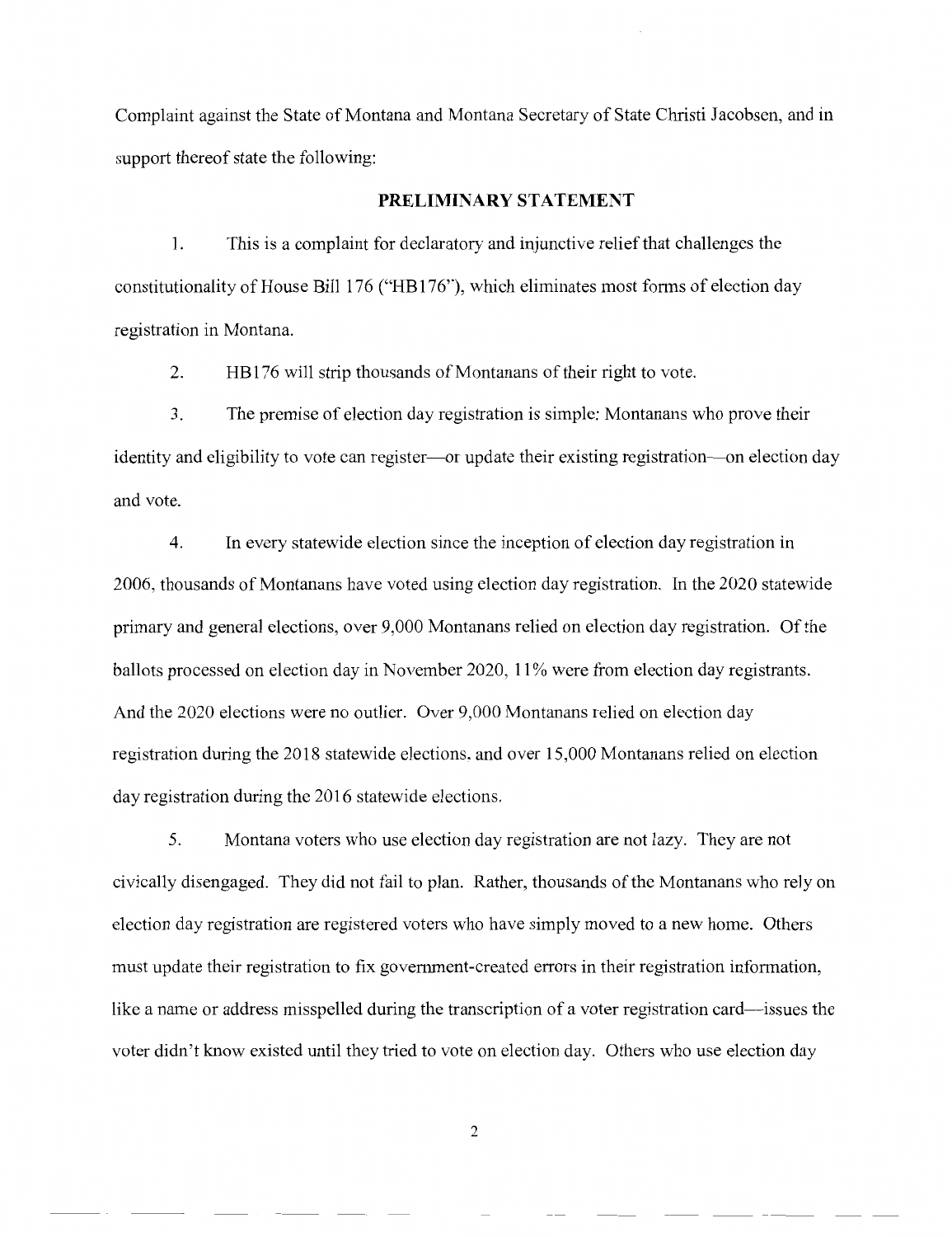Complaint against the State of Montana and Montana Secretary of State Christi Jacobsen, and in support thereof state the following:

## PRELIMINARY STATEMENT

1. This is a complaint for declaratory and injunctive relief that challenges the constitutionality of House Bill 176 ("HB176"), which eliminates most forms of election day registration in Montana.

2. HB176 will strip thousands of Montanans of their right to vote.

3. The premise of election day registration is simple: Montanans who prove their identity and eligibility to vote can register—or update their existing registration—on election day and vote.

4. In every statewide election since the inception of election day registration in 2006, thousands of Montanans have voted using election day registration. In the 2020 statewide primary and general elections, over 9,000 Montanans relied on election day registration. Of the ballots processed on election day in November 2020, 11% were from election day registrants. And the 2020 elections were no outlier. Over 9,000 Montanans relied on election day registration during the 2018 statewide elections, and over 15,000 Montanans relied on election day registration during the 2016 statewide elections.

5. Montana voters who use election day registration are not lazy. They are not civically disengaged. They did not fail to plan. Rather, thousands of the Montanans who rely on election day registration are registered voters who have simply moved to a new home. Others must update their registration to fix government-created errors in their registration information, like a name or address misspelled during the transcription of a voter registration card—issues the voter didn't know existed until they tried to vote on election day. Others who use election day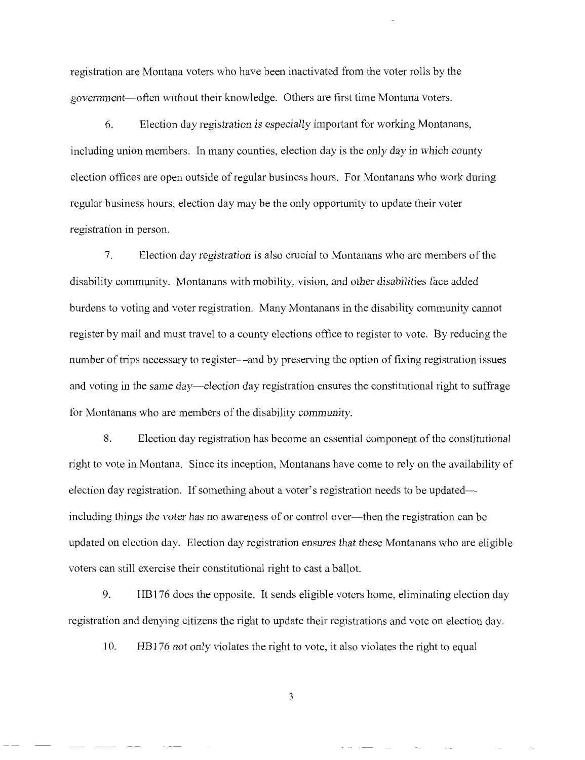registration are Montana voters who have been inactivated from the voter rolls by the *government*—often without their knowledge. Others are first time Montana voters.

6. Election day registration is especially important for working Montanans, including union members. In many counties, election day is the only day in which county election offices are open outside of regular business hours. For Montanans who work during regular business hours, election day may be the only opportunity to update their voter registration in person.

7. Election day registration is also crucial to Montanans who are members of the disability community. Montanans with mobility, vision, and other disabilities face added burdens to voting and voter registration. Many Montanans in the disability community cannot register by mail and must travel to a county elections office to register to vote. By reducing the number of trips necessary to register—and by preserving the option of fixing registration issues and voting in the same day—election day registration ensures the constitutional right to suffrage for Montanans who are members of the disability community.

8. Election day registration has become an essential component of the constitutional right to vote in Montana. Since its inception, Montanans have come to rely on the availability of election day registration. If something about a voter's registration needs to be updated—including things the voter has no awareness of or control over—then the registration can be updated on election day. Election day registration ensures that these Montanans who are eligible voters can still exercise their constitutional right to cast a ballot.

9. HB176 does the opposite. It sends eligible voters home, eliminating election day registration and denying citizens the right to update their registrations and vote on election day.

10. HB176 not only violates the right to vote, it also violates the right to equal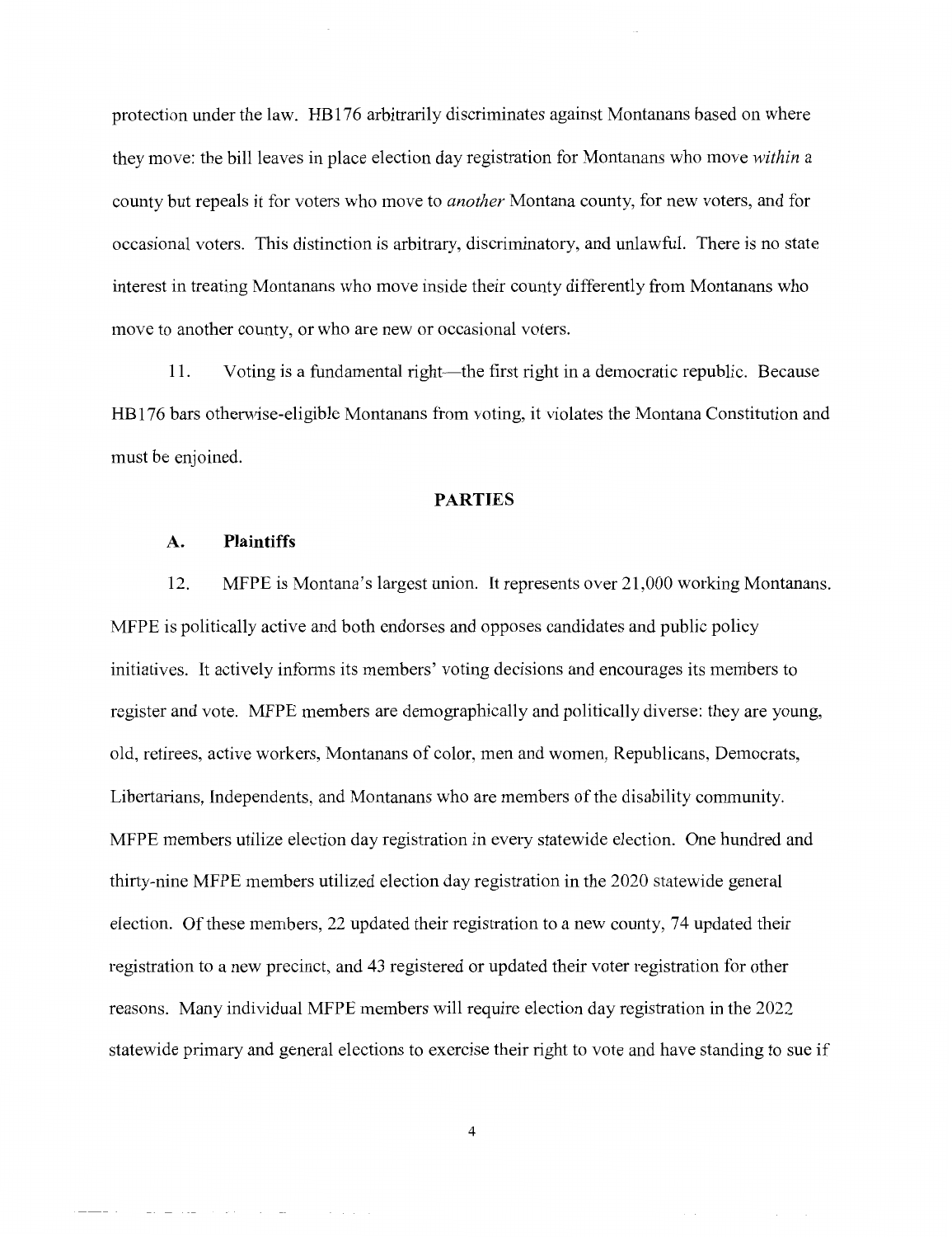protection under the law. HB176 arbitrarily discriminates against Montanans based on where they move: the bill leaves in place election day registration for Montanans who move *within* a county but repeals it for voters who move to *another* Montana county, for new voters, and for occasional voters. This distinction is arbitrary, discriminatory, and unlawful. There is no state interest in treating Montanans who move inside their county differently from Montanans who move to another county, or who are new or occasional voters.

11. Voting is a fundamental right—the first right in a democratic republic. Because HB176 bars otherwise-eligible Montanans from voting, it violates the Montana Constitution and must be enjoined.

## PARTIES

### A. Plaintiffs

12. MFPE is Montana's largest union. It represents over 21,000 working Montanans. MFPE is politically active and both endorses and opposes candidates and public policy initiatives. It actively informs its members' voting decisions and encourages its members to register and vote. MFPE members are demographically and politically diverse: they are young, old, retirees, active workers, Montanans of color, men and women, Republicans, Democrats, Libertarians, Independents, and Montanans who are members of the disability community. MFPE members utilize election day registration in every statewide election. One hundred and thirty-nine MFPE members utilized election day registration in the 2020 statewide general election. Of these members, 22 updated their registration to a new county, 74 updated their registration to a new precinct, and 43 registered or updated their voter registration for other reasons. Many individual MFPE members will require election day registration in the 2022 statewide primary and general elections to exercise their right to vote and have standing to sue if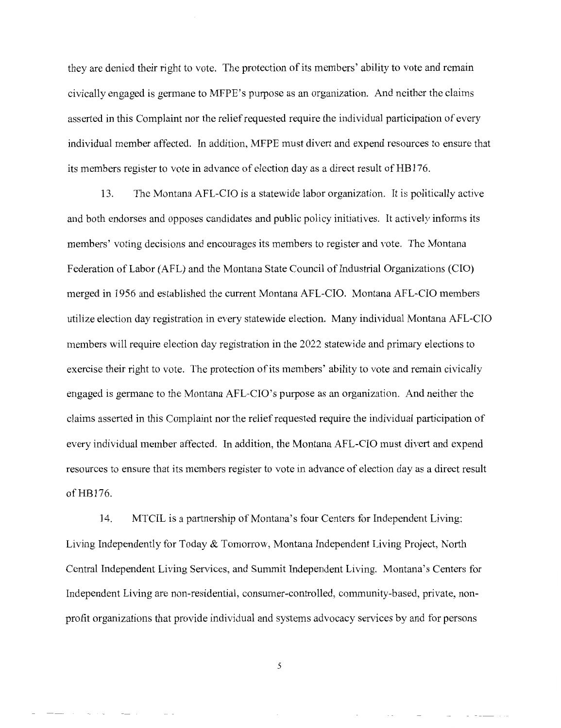they are denied their right to vote. The protection of its members' ability to vote and remain civically engaged is germane to MFPE's purpose as an organization. And neither the claims asserted in this Complaint nor the relief requested require the individual participation of every individual member affected. In addition, MFPE must divert and expend resources to ensure that its members register to vote in advance of election day as a direct result of HB176.

13. The Montana AFL-CIO is a statewide labor organization. It is politically active and both endorses and opposes candidates and public policy initiatives. It actively informs its members' voting decisions and encourages its members to register and vote. The Montana Federation of Labor (AFL) and the Montana State Council of Industrial Organizations (CIO) merged in 1956 and established the current Montana AFL-CIO. Montana AFL-CIO members utilize election day registration in every statewide election. Many individual Montana AFL-CIO members will require election day registration in the 2022 statewide and primary elections to exercise their right to vote. The protection of its members' ability to vote and remain civically engaged is germane to the Montana AFL-CIO's purpose as an organization. And neither the claims asserted in this Complaint nor the relief requested require the individual participation of every individual member affected. In addition, the Montana AFL-CIO must divert and expend resources to ensure that its members register to vote in advance of election day as a direct result of HB176.

14. MTCIL is a partnership of Montana's four Centers for Independent Living: Living Independently for Today & Tomorrow, Montana Independent Living Project, North Central Independent Living Services, and Summit Independent Living. Montana's Centers for Independent Living are non-residential, consumer-controlled, community-based, private, non-profit organizations that provide individual and systems advocacy services by and for persons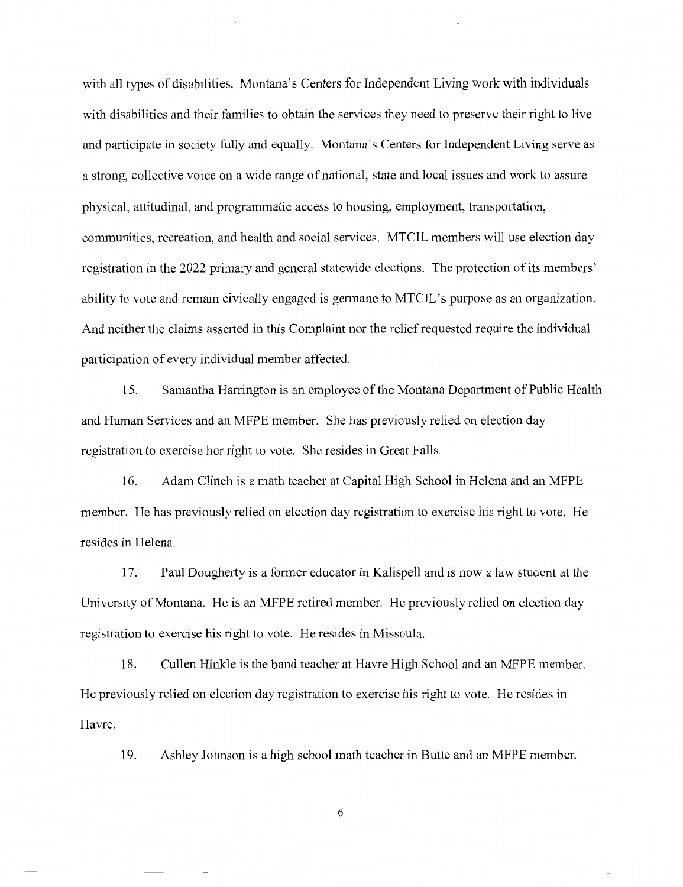with all types of disabilities. Montana's Centers for Independent Living work with individuals with disabilities and their families to obtain the services they need to preserve their right to live and participate in society fully and equally. Montana's Centers for Independent Living serve as a strong, collective voice on a wide range of national, state and local issues and work to assure physical, attitudinal, and programmatic access to housing, employment, transportation, communities, recreation, and health and social services. MTCIL members will use election day registration in the 2022 primary and general statewide elections. The protection of its members' ability to vote and remain civically engaged is germane to MTCIL's purpose as an organization. And neither the claims asserted in this Complaint nor the relief requested require the individual participation of every individual member affected.

15. Samantha Harrington is an employee of the Montana Department of Public Health and Human Services and an MFPE member. She has previously relied on election day registration to exercise her right to vote. She resides in Great Falls.

16. Adam Clinch is a math teacher at Capital High School in Helena and an MFPE member. He has previously relied on election day registration to exercise his right to vote. He resides in Helena.

17. Paul Dougherty is a former educator in Kalispell and is now a law student at the University of Montana. He is an MFPE retired member. He previously relied on election day registration to exercise his right to vote. He resides in Missoula.

18. Cullen Hinkle is the band teacher at Havre High School and an MFPE member. He previously relied on election day registration to exercise his right to vote. He resides in Havre.

19. Ashley Johnson is a high school math teacher in Butte and an MFPE member.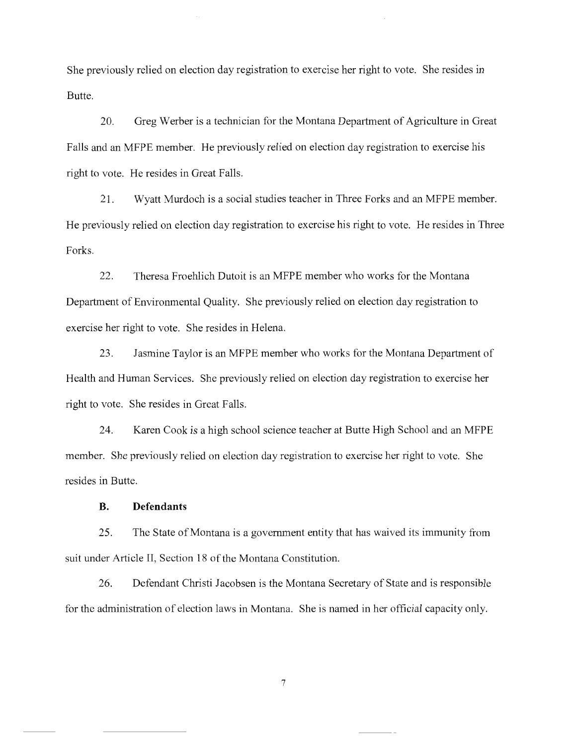She previously relied on election day registration to exercise her right to vote. She resides in Butte.

20. Greg Werber is a technician for the Montana Department of Agriculture in Great Falls and an MFPE member. He previously relied on election day registration to exercise his right to vote. He resides in Great Falls.

21. Wyatt Murdoch is a social studies teacher in Three Forks and an MFPE member. He previously relied on election day registration to exercise his right to vote. He resides in Three Forks.

22. Theresa Froehlich Dutoit is an MFPE member who works for the Montana Department of Environmental Quality. She previously relied on election day registration to exercise her right to vote. She resides in Helena.

23. Jasmine Taylor is an MFPE member who works for the Montana Department of Health and Human Services. She previously relied on election day registration to exercise her right to vote. She resides in Great Falls.

24. Karen Cook is a high school science teacher at Butte High School and an MFPE member. She previously relied on election day registration to exercise her right to vote. She resides in Butte.

### B. Defendants

25. The State of Montana is a government entity that has waived its immunity from suit under Article II, Section 18 of the Montana Constitution.

26. Defendant Christi Jacobsen is the Montana Secretary of State and is responsible for the administration of election laws in Montana. She is named in her official capacity only.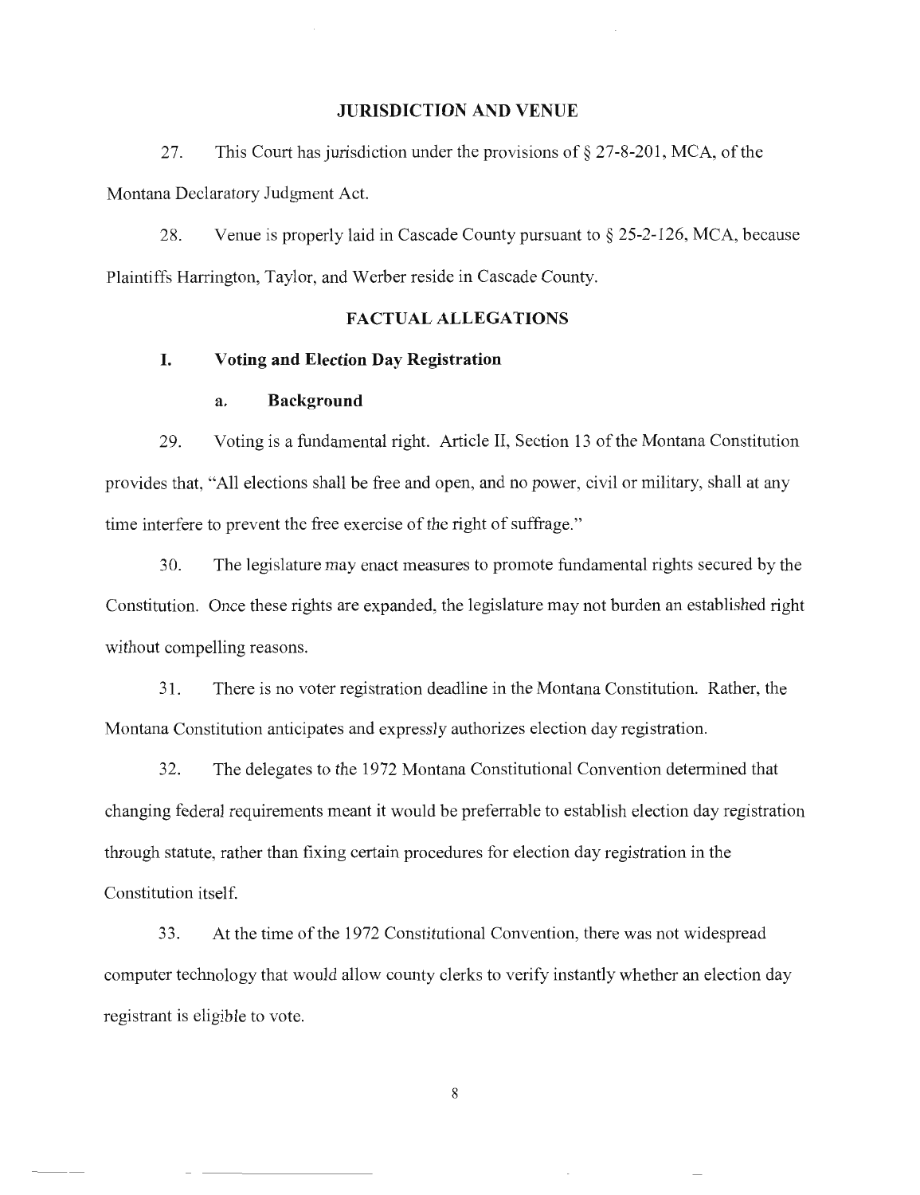## JURISDICTION AND VENUE

27. This Court has jurisdiction under the provisions of § 27-8-201, MCA, of the Montana Declaratory Judgment Act.

28. Venue is properly laid in Cascade County pursuant to § 25-2-126, MCA, because Plaintiffs Harrington, Taylor, and Werber reside in Cascade County.

## FACTUAL ALLEGATIONS

### I. Voting and Election Day Registration

#### a. Background

29. Voting is a fundamental right. Article II, Section 13 of the Montana Constitution provides that, "All elections shall be free and open, and no power, civil or military, shall at any time interfere to prevent the free exercise of the right of suffrage."

30. The legislature may enact measures to promote fundamental rights secured by the Constitution. Once these rights are expanded, the legislature may not burden an established right without compelling reasons.

31. There is no voter registration deadline in the Montana Constitution. Rather, the Montana Constitution anticipates and expressly authorizes election day registration.

32. The delegates to the 1972 Montana Constitutional Convention determined that changing federal requirements meant it would be preferrable to establish election day registration through statute, rather than fixing certain procedures for election day registration in the Constitution itself.

33. At the time of the 1972 Constitutional Convention, there was not widespread computer technology that would allow county clerks to verify instantly whether an election day registrant is eligible to vote.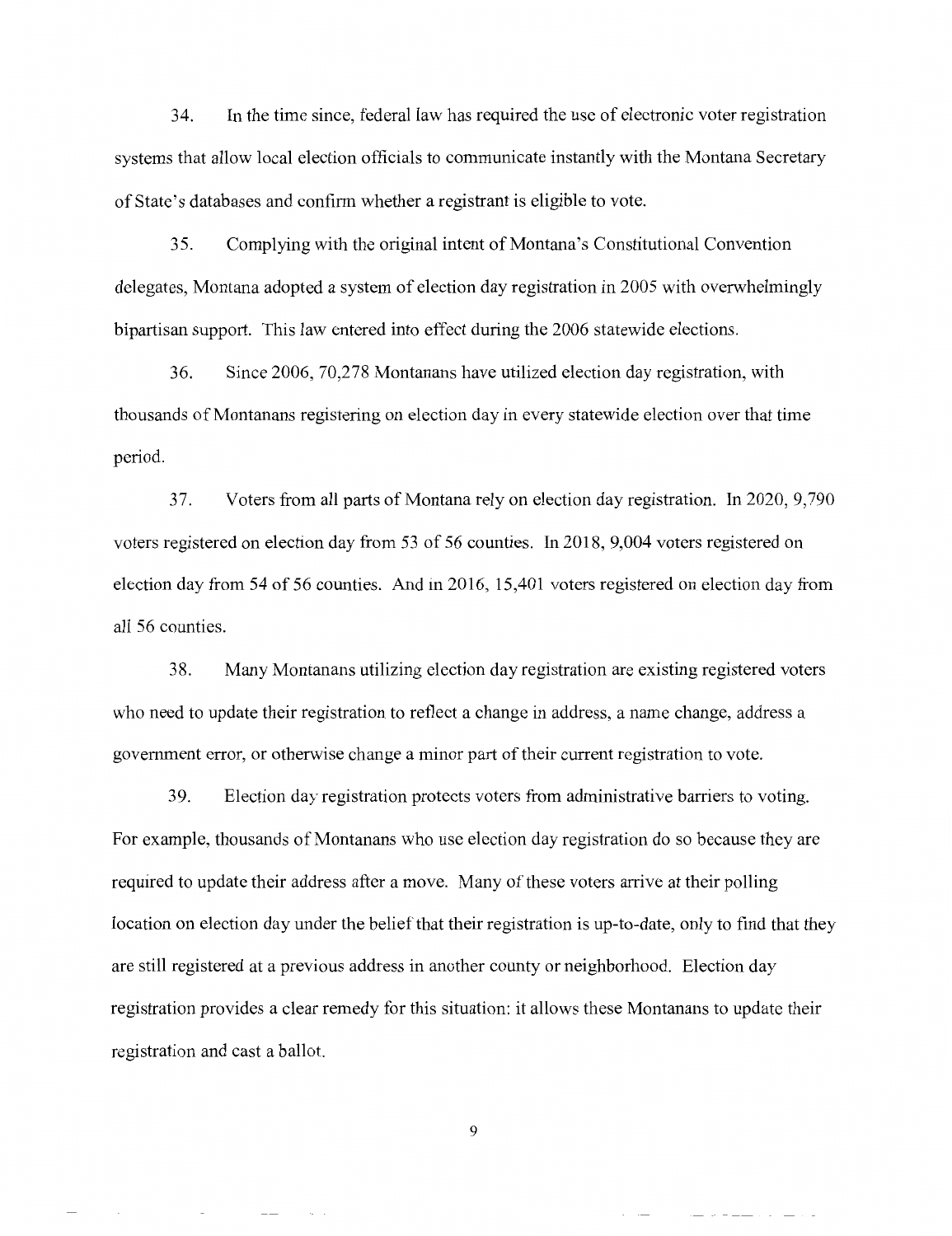34. In the time since, federal law has required the use of electronic voter registration systems that allow local election officials to communicate instantly with the Montana Secretary of State's databases and confirm whether a registrant is eligible to vote.

35. Complying with the original intent of Montana's Constitutional Convention delegates, Montana adopted a system of election day registration in 2005 with overwhelmingly bipartisan support. This law entered into effect during the 2006 statewide elections.

36. Since 2006, 70,278 Montanans have utilized election day registration, with thousands of Montanans registering on election day in every statewide election over that time period.

37. Voters from all parts of Montana rely on election day registration. In 2020, 9,790 voters registered on election day from 53 of 56 counties. In 2018, 9,004 voters registered on election day from 54 of 56 counties. And in 2016, 15,401 voters registered on election day from all 56 counties.

38. Many Montanans utilizing election day registration are existing registered voters who need to update their registration to reflect a change in address, a name change, address a government error, or otherwise change a minor part of their current registration to vote.

39. Election day registration protects voters from administrative barriers to voting. For example, thousands of Montanans who use election day registration do so because they are required to update their address after a move. Many of these voters arrive at their polling location on election day under the belief that their registration is up-to-date, only to find that they are still registered at a previous address in another county or neighborhood. Election day registration provides a clear remedy for this situation: it allows these Montanans to update their registration and cast a ballot.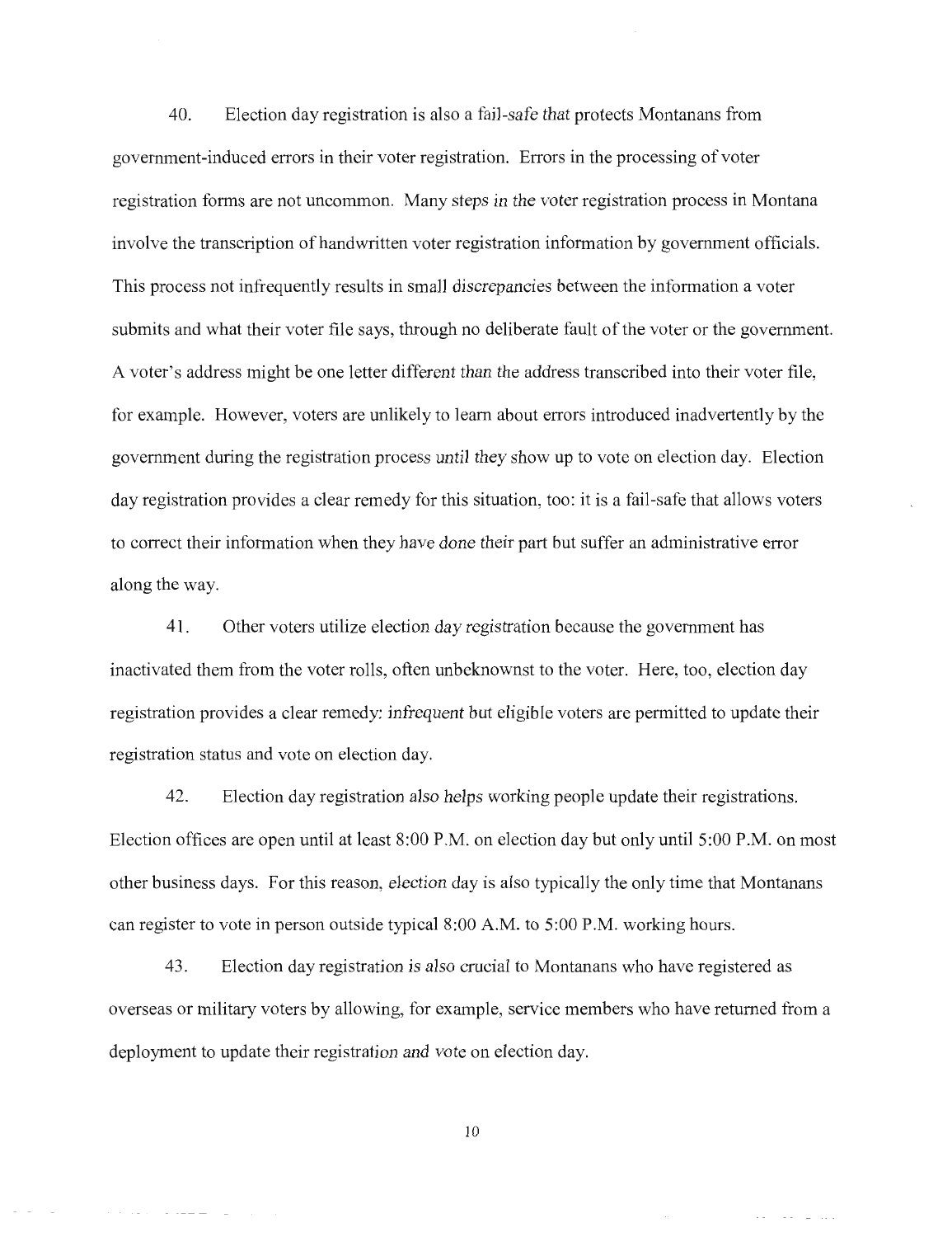40. Election day registration is also a fail-safe that protects Montanans from government-induced errors in their voter registration. Errors in the processing of voter registration forms are not uncommon. Many steps in the voter registration process in Montana involve the transcription of handwritten voter registration information by government officials. This process not infrequently results in small discrepancies between the information a voter submits and what their voter file says, through no deliberate fault of the voter or the government. A voter's address might be one letter different than the address transcribed into their voter file, for example. However, voters are unlikely to learn about errors introduced inadvertently by the government during the registration process until they show up to vote on election day. Election day registration provides a clear remedy for this situation, too: it is a fail-safe that allows voters to correct their information when they have done their part but suffer an administrative error along the way.

41. Other voters utilize election day registration because the government has inactivated them from the voter rolls, often unbeknownst to the voter. Here, too, election day registration provides a clear remedy: infrequent but eligible voters are permitted to update their registration status and vote on election day.

42. Election day registration also helps working people update their registrations. Election offices are open until at least 8:00 P.M. on election day but only until 5:00 P.M. on most other business days. For this reason, election day is also typically the only time that Montanans can register to vote in person outside typical 8:00 A.M. to 5:00 P.M. working hours.

43. Election day registration is also crucial to Montanans who have registered as overseas or military voters by allowing, for example, service members who have returned from a deployment to update their registration and vote on election day.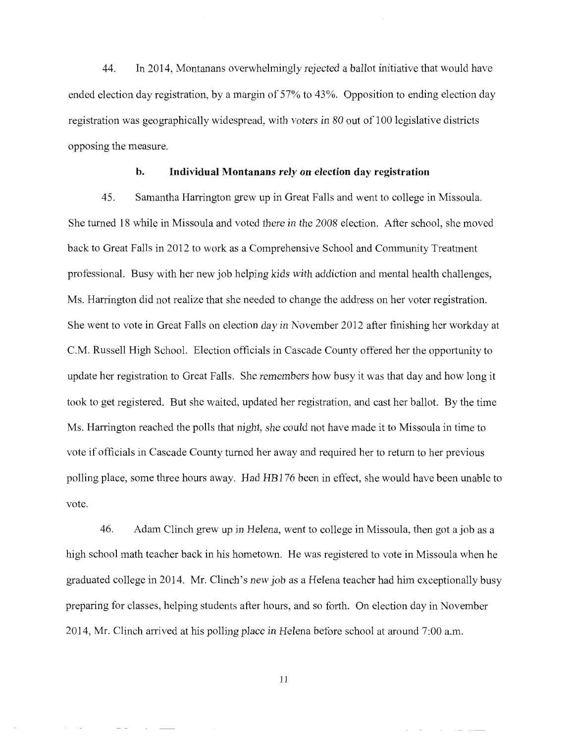44. In 2014, Montanans overwhelmingly rejected a ballot initiative that would have ended election day registration, by a margin of 57% to 43%. Opposition to ending election day registration was geographically widespread, with voters in 80 out of 100 legislative districts opposing the measure.

### b. Individual Montanans rely on election day registration

45. Samantha Harrington grew up in Great Falls and went to college in Missoula. She turned 18 while in Missoula and voted there in the 2008 election. After school, she moved back to Great Falls in 2012 to work as a Comprehensive School and Community Treatment professional. Busy with her new job helping kids with addiction and mental health challenges, Ms. Harrington did not realize that she needed to change the address on her voter registration. She went to vote in Great Falls on election day in November 2012 after finishing her workday at C.M. Russell High School. Election officials in Cascade County offered her the opportunity to update her registration to Great Falls. She remembers how busy it was that day and how long it took to get registered. But she waited, updated her registration, and cast her ballot. By the time Ms. Harrington reached the polls that night, she could not have made it to Missoula in time to vote if officials in Cascade County turned her away and required her to return to her previous polling place, some three hours away. Had HB176 been in effect, she would have been unable to vote.

46. Adam Clinch grew up in Helena, went to college in Missoula, then got a job as a high school math teacher back in his hometown. He was registered to vote in Missoula when he graduated college in 2014. Mr. Clinch's new job as a Helena teacher had him exceptionally busy preparing for classes, helping students after hours, and so forth. On election day in November 2014, Mr. Clinch arrived at his polling place in Helena before school at around 7:00 a.m.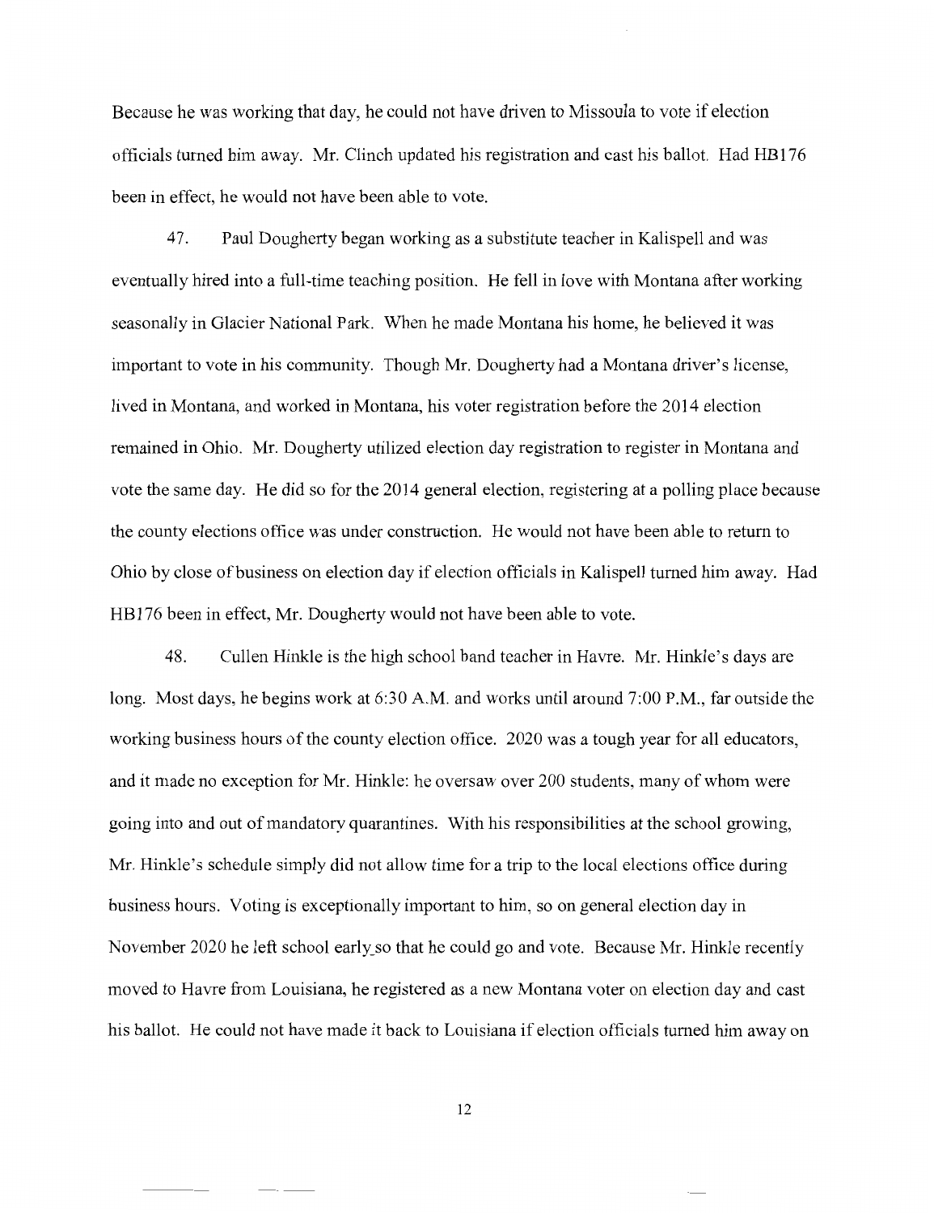Because he was working that day, he could not have driven to Missoula to vote if election officials turned him away. Mr. Clinch updated his registration and cast his ballot. Had HB176 been in effect, he would not have been able to vote.

47. Paul Dougherty began working as a substitute teacher in Kalispell and was eventually hired into a full-time teaching position. He fell in love with Montana after working seasonally in Glacier National Park. When he made Montana his home, he believed it was important to vote in his community. Though Mr. Dougherty had a Montana driver's license, lived in Montana, and worked in Montana, his voter registration before the 2014 election remained in Ohio. Mr. Dougherty utilized election day registration to register in Montana and vote the same day. He did so for the 2014 general election, registering at a polling place because the county elections office was under construction. He would not have been able to return to Ohio by close of business on election day if election officials in Kalispell turned him away. Had HB176 been in effect, Mr. Dougherty would not have been able to vote.

48. Cullen Hinkle is the high school band teacher in Havre. Mr. Hinkle's days are long. Most days, he begins work at 6:30 A.M. and works until around 7:00 P.M., far outside the working business hours of the county election office. 2020 was a tough year for all educators, and it made no exception for Mr. Hinkle: he oversaw over 200 students, many of whom were going into and out of mandatory quarantines. With his responsibilities at the school growing, Mr. Hinkle's schedule simply did not allow time for a trip to the local elections office during business hours. Voting is exceptionally important to him, so on general election day in November 2020 he left school early so that he could go and vote. Because Mr. Hinkle recently moved to Havre from Louisiana, he registered as a new Montana voter on election day and cast his ballot. He could not have made it back to Louisiana if election officials turned him away on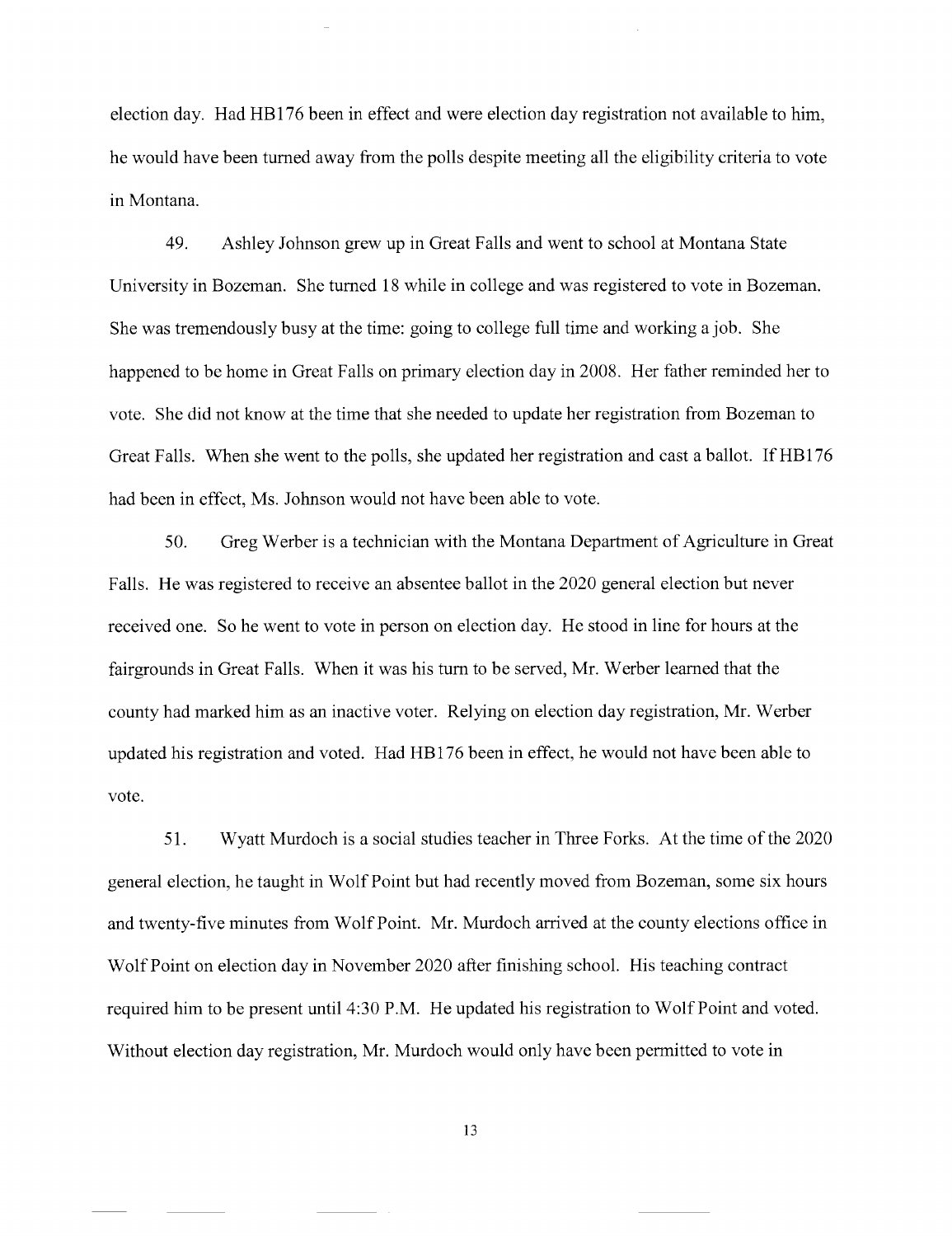election day. Had HB176 been in effect and were election day registration not available to him, he would have been turned away from the polls despite meeting all the eligibility criteria to vote in Montana.

49. Ashley Johnson grew up in Great Falls and went to school at Montana State University in Bozeman. She turned 18 while in college and was registered to vote in Bozeman. She was tremendously busy at the time: going to college full time and working a job. She happened to be home in Great Falls on primary election day in 2008. Her father reminded her to vote. She did not know at the time that she needed to update her registration from Bozeman to Great Falls. When she went to the polls, she updated her registration and cast a ballot. If HB176 had been in effect, Ms. Johnson would not have been able to vote.

50. Greg Werber is a technician with the Montana Department of Agriculture in Great Falls. He was registered to receive an absentee ballot in the 2020 general election but never received one. So he went to vote in person on election day. He stood in line for hours at the fairgrounds in Great Falls. When it was his turn to be served, Mr. Werber learned that the county had marked him as an inactive voter. Relying on election day registration, Mr. Werber updated his registration and voted. Had HB176 been in effect, he would not have been able to vote.

51. Wyatt Murdoch is a social studies teacher in Three Forks. At the time of the 2020 general election, he taught in Wolf Point but had recently moved from Bozeman, some six hours and twenty-five minutes from Wolf Point. Mr. Murdoch arrived at the county elections office in Wolf Point on election day in November 2020 after finishing school. His teaching contract required him to be present until 4:30 P.M. He updated his registration to Wolf Point and voted. Without election day registration, Mr. Murdoch would only have been permitted to vote in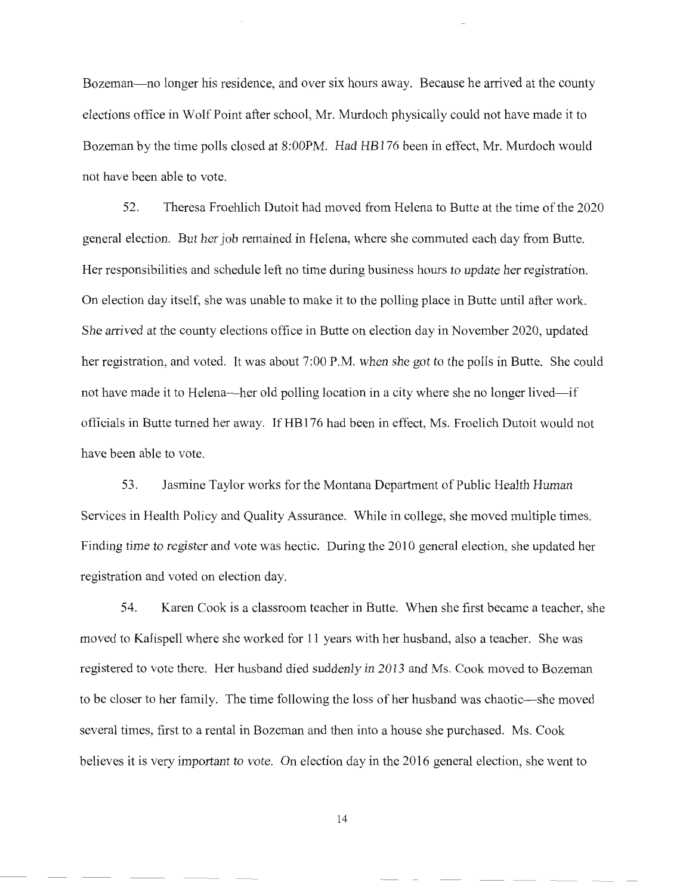Bozeman—no longer his residence, and over six hours away. Because he arrived at the county elections office in Wolf Point after school, Mr. Murdoch physically could not have made it to Bozeman by the time polls closed at 8:00PM. Had HB176 been in effect, Mr. Murdoch would not have been able to vote.

52. Theresa Froehlich Dutoit had moved from Helena to Butte at the time of the 2020 general election. But her job remained in Helena, where she commuted each day from Butte. Her responsibilities and schedule left no time during business hours to update her registration. On election day itself, she was unable to make it to the polling place in Butte until after work. She arrived at the county elections office in Butte on election day in November 2020, updated her registration, and voted. It was about 7:00 P.M. when she got to the polls in Butte. She could not have made it to Helena—her old polling location in a city where she no longer lived—if officials in Butte turned her away. If HB176 had been in effect, Ms. Froelich Dutoit would not have been able to vote.

53. Jasmine Taylor works for the Montana Department of Public Health Human Services in Health Policy and Quality Assurance. While in college, she moved multiple times. Finding time to register and vote was hectic. During the 2010 general election, she updated her registration and voted on election day.

54. Karen Cook is a classroom teacher in Butte. When she first became a teacher, she moved to Kalispell where she worked for 11 years with her husband, also a teacher. She was registered to vote there. Her husband died suddenly in 2013 and Ms. Cook moved to Bozeman to be closer to her family. The time following the loss of her husband was chaotic—she moved several times, first to a rental in Bozeman and then into a house she purchased. Ms. Cook believes it is very important to vote. On election day in the 2016 general election, she went to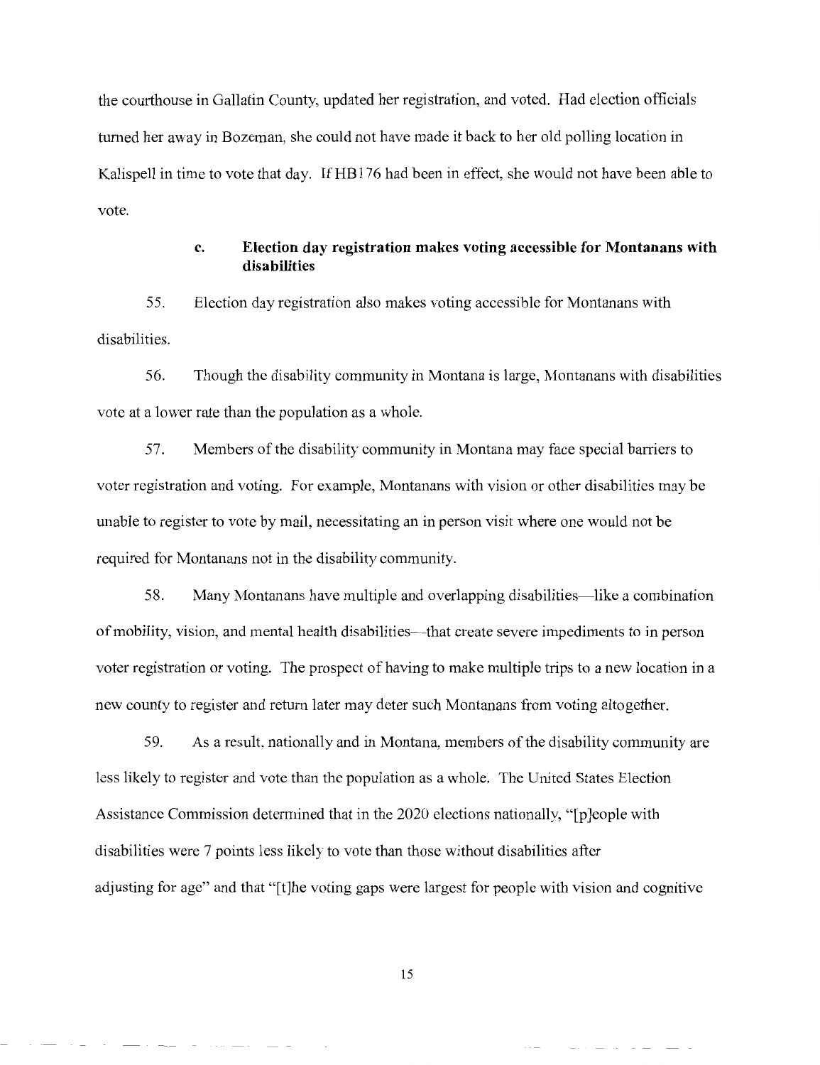the courthouse in Gallatin County, updated her registration, and voted. Had election officials turned her away in Bozeman, she could not have made it back to her old polling location in Kalispell in time to vote that day. If HB176 had been in effect, she would not have been able to vote.

### c. Election day registration makes voting accessible for Montanans with disabilities

55. Election day registration also makes voting accessible for Montanans with disabilities.

56. Though the disability community in Montana is large, Montanans with disabilities vote at a lower rate than the population as a whole.

57. Members of the disability community in Montana may face special barriers to voter registration and voting. For example, Montanans with vision or other disabilities may be unable to register to vote by mail, necessitating an in person visit where one would not be required for Montanans not in the disability community.

58. Many Montanans have multiple and overlapping disabilities—like a combination of mobility, vision, and mental health disabilities—that create severe impediments to in person voter registration or voting. The prospect of having to make multiple trips to a new location in a new county to register and return later may deter such Montanans from voting altogether.

59. As a result, nationally and in Montana, members of the disability community are less likely to register and vote than the population as a whole. The United States Election Assistance Commission determined that in the 2020 elections nationally, "[p]eople with disabilities were 7 points less likely to vote than those without disabilities after adjusting for age" and that "[t]he voting gaps were largest for people with vision and cognitive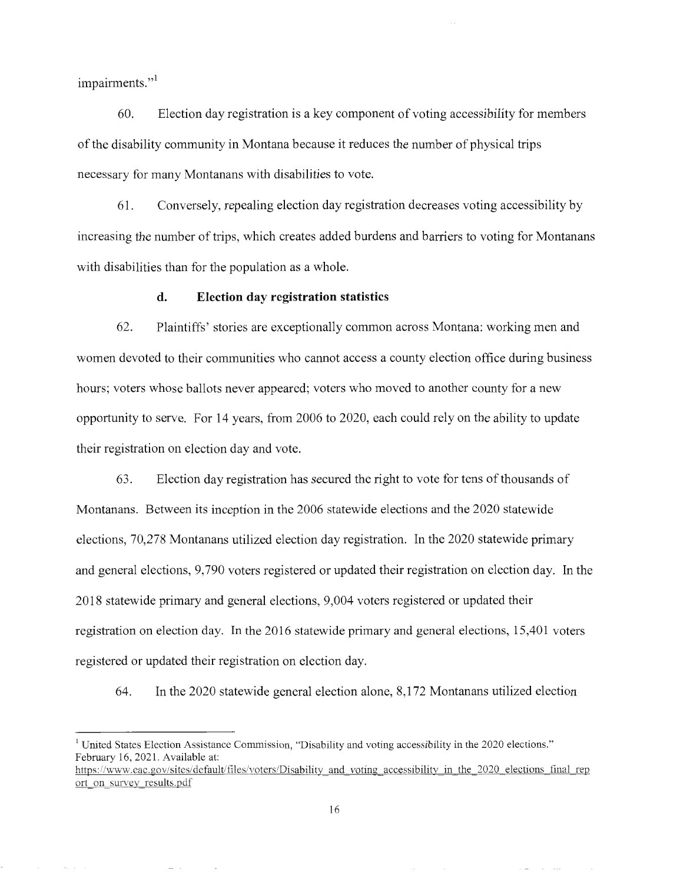impairments."[1]

60. Election day registration is a key component of voting accessibility for members of the disability community in Montana because it reduces the number of physical trips necessary for many Montanans with disabilities to vote.

61. Conversely, repealing election day registration decreases voting accessibility by increasing the number of trips, which creates added burdens and barriers to voting for Montanans with disabilities than for the population as a whole.

### d. Election day registration statistics

62. Plaintiffs' stories are exceptionally common across Montana: working men and women devoted to their communities who cannot access a county election office during business hours; voters whose ballots never appeared; voters who moved to another county for a new opportunity to serve. For 14 years, from 2006 to 2020, each could rely on the ability to update their registration on election day and vote.

63. Election day registration has secured the right to vote for tens of thousands of Montanans. Between its inception in the 2006 statewide elections and the 2020 statewide elections, 70,278 Montanans utilized election day registration. In the 2020 statewide primary and general elections, 9,790 voters registered or updated their registration on election day. In the 2018 statewide primary and general elections, 9,004 voters registered or updated their registration on election day. In the 2016 statewide primary and general elections, 15,401 voters registered or updated their registration on election day.

64. In the 2020 statewide general election alone, 8,172 Montanans utilized election

---

[1] United States Election Assistance Commission, "Disability and voting accessibility in the 2020 elections." February 16, 2021. Available at: https://www.eac.gov/sites/default/files/voters/Disability_and_voting_accessibility_in_the_2020_elections_final_report_on_survey_results.pdf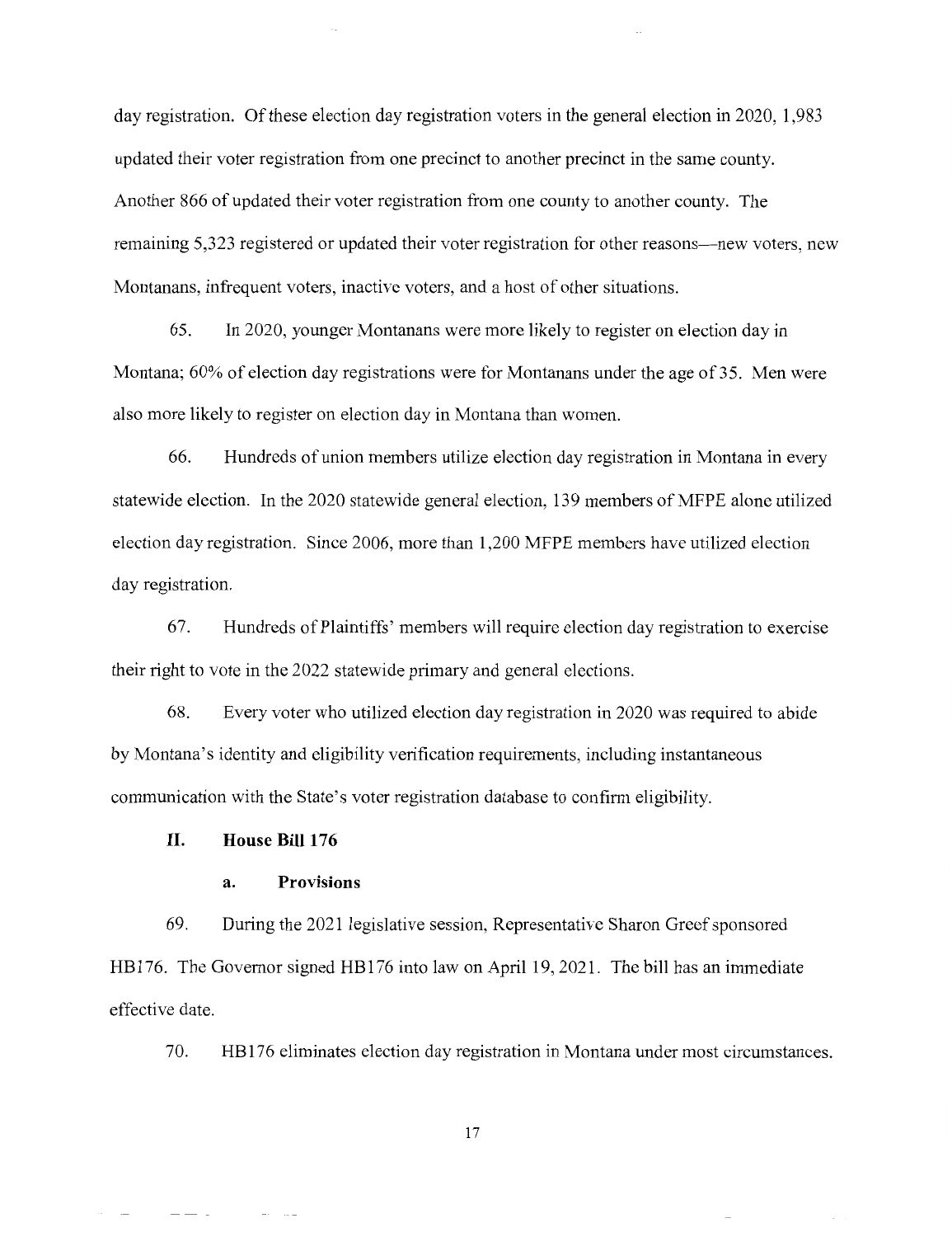day registration. Of these election day registration voters in the general election in 2020, 1,983 updated their voter registration from one precinct to another precinct in the same county. Another 866 of updated their voter registration from one county to another county. The remaining 5,323 registered or updated their voter registration for other reasons—new voters, new Montanans, infrequent voters, inactive voters, and a host of other situations.

65. In 2020, younger Montanans were more likely to register on election day in Montana; 60% of election day registrations were for Montanans under the age of 35. Men were also more likely to register on election day in Montana than women.

66. Hundreds of union members utilize election day registration in Montana in every statewide election. In the 2020 statewide general election, 139 members of MFPE alone utilized election day registration. Since 2006, more than 1,200 MFPE members have utilized election day registration.

67. Hundreds of Plaintiffs' members will require election day registration to exercise their right to vote in the 2022 statewide primary and general elections.

68. Every voter who utilized election day registration in 2020 was required to abide by Montana's identity and eligibility verification requirements, including instantaneous communication with the State's voter registration database to confirm eligibility.

## II. House Bill 176

### a. Provisions

69. During the 2021 legislative session, Representative Sharon Greef sponsored HB176. The Governor signed HB176 into law on April 19, 2021. The bill has an immediate effective date.

70. HB176 eliminates election day registration in Montana under most circumstances.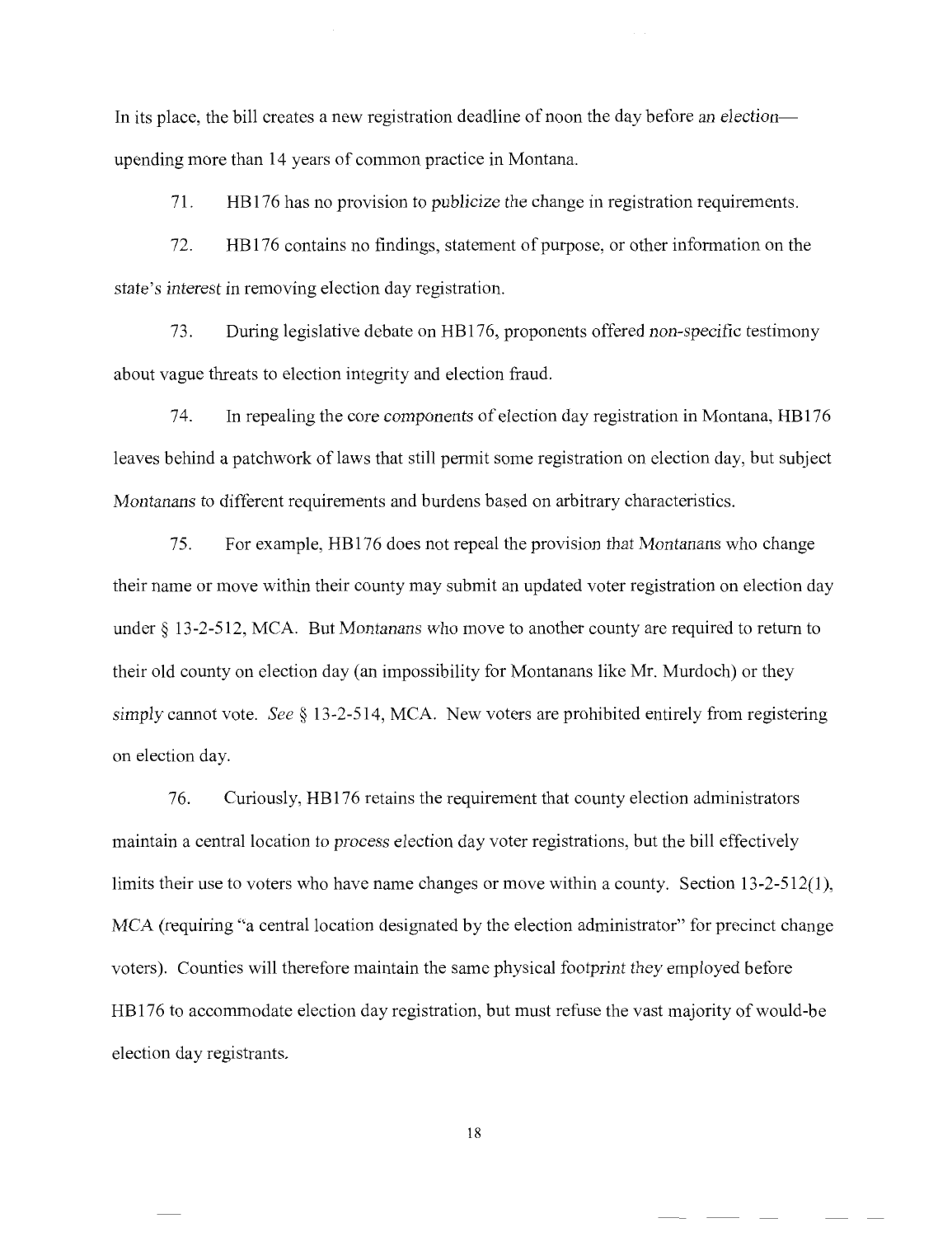In its place, the bill creates a new registration deadline of noon the day before an election—upending more than 14 years of common practice in Montana.

71. HB176 has no provision to publicize the change in registration requirements.

72. HB176 contains no findings, statement of purpose, or other information on the state's interest in removing election day registration.

73. During legislative debate on HB176, proponents offered non-specific testimony about vague threats to election integrity and election fraud.

74. In repealing the core components of election day registration in Montana, HB176 leaves behind a patchwork of laws that still permit some registration on election day, but subject Montanans to different requirements and burdens based on arbitrary characteristics.

75. For example, HB176 does not repeal the provision that Montanans who change their name or move within their county may submit an updated voter registration on election day under § 13-2-512, MCA. But Montanans who move to another county are required to return to their old county on election day (an impossibility for Montanans like Mr. Murdoch) or they simply cannot vote. *See* § 13-2-514, MCA. New voters are prohibited entirely from registering on election day.

76. Curiously, HB176 retains the requirement that county election administrators maintain a central location to process election day voter registrations, but the bill effectively limits their use to voters who have name changes or move within a county. Section 13-2-512(1), MCA (requiring "a central location designated by the election administrator" for precinct change voters). Counties will therefore maintain the same physical footprint they employed before HB176 to accommodate election day registration, but must refuse the vast majority of would-be election day registrants.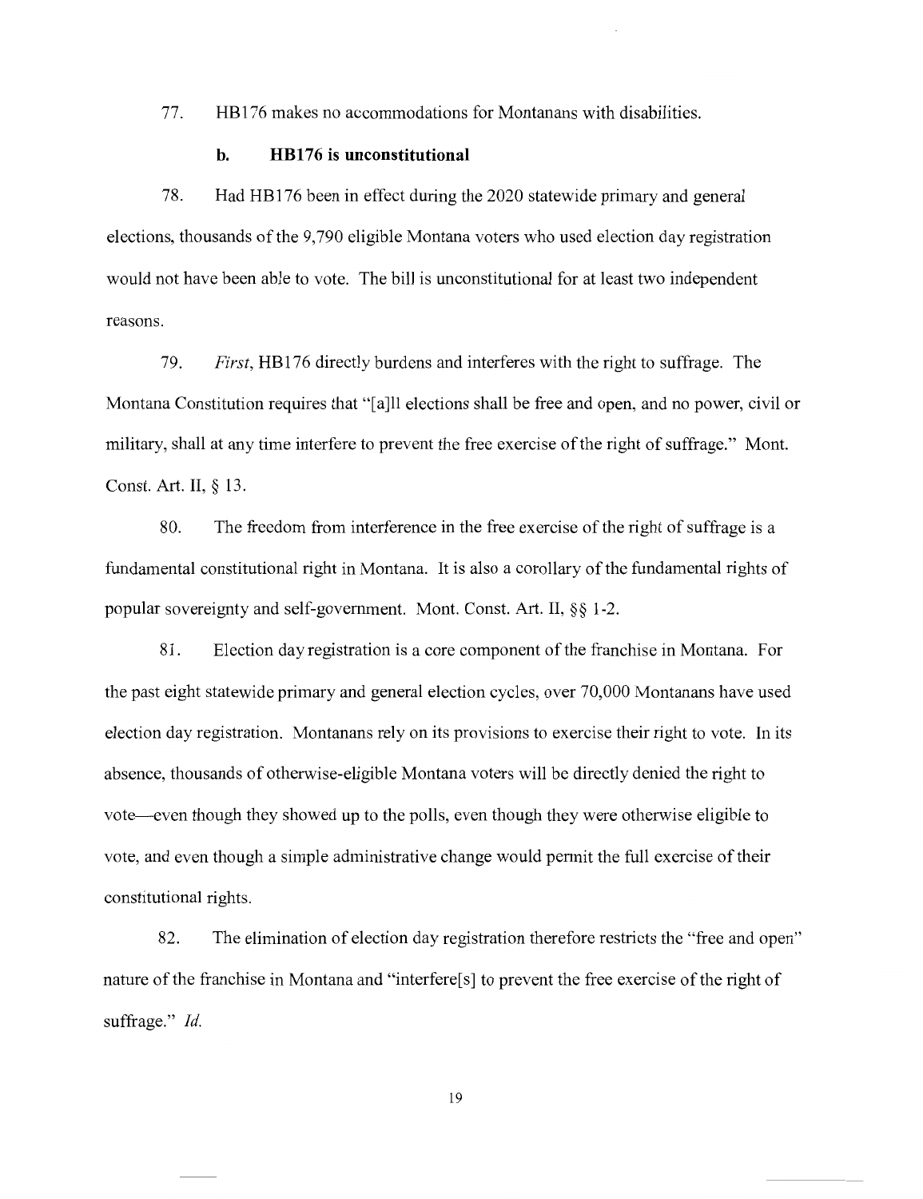77. HB176 makes no accommodations for Montanans with disabilities.

### b. HB176 is unconstitutional

78. Had HB176 been in effect during the 2020 statewide primary and general elections, thousands of the 9,790 eligible Montana voters who used election day registration would not have been able to vote. The bill is unconstitutional for at least two independent reasons.

79. *First*, HB176 directly burdens and interferes with the right to suffrage. The Montana Constitution requires that "[a]ll elections shall be free and open, and no power, civil or military, shall at any time interfere to prevent the free exercise of the right of suffrage." Mont. Const. Art. II, § 13.

80. The freedom from interference in the free exercise of the right of suffrage is a fundamental constitutional right in Montana. It is also a corollary of the fundamental rights of popular sovereignty and self-government. Mont. Const. Art. II, §§ 1-2.

81. Election day registration is a core component of the franchise in Montana. For the past eight statewide primary and general election cycles, over 70,000 Montanans have used election day registration. Montanans rely on its provisions to exercise their right to vote. In its absence, thousands of otherwise-eligible Montana voters will be directly denied the right to vote—even though they showed up to the polls, even though they were otherwise eligible to vote, and even though a simple administrative change would permit the full exercise of their constitutional rights.

82. The elimination of election day registration therefore restricts the "free and open" nature of the franchise in Montana and "interfere[s] to prevent the free exercise of the right of suffrage." *Id.*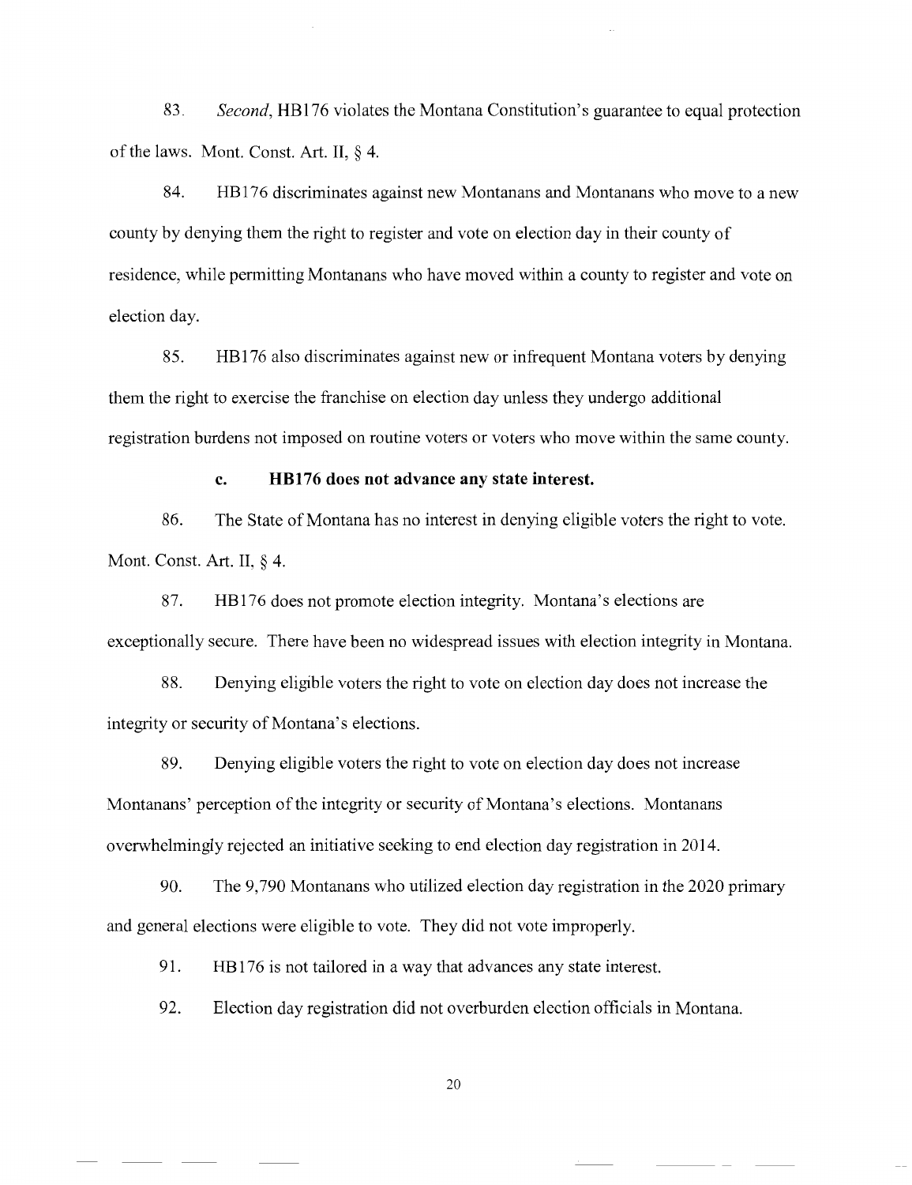83. *Second*, HB176 violates the Montana Constitution's guarantee to equal protection of the laws. Mont. Const. Art. II, § 4.

84. HB176 discriminates against new Montanans and Montanans who move to a new county by denying them the right to register and vote on election day in their county of residence, while permitting Montanans who have moved within a county to register and vote on election day.

85. HB176 also discriminates against new or infrequent Montana voters by denying them the right to exercise the franchise on election day unless they undergo additional registration burdens not imposed on routine voters or voters who move within the same county.

### c. HB176 does not advance any state interest.

86. The State of Montana has no interest in denying eligible voters the right to vote. Mont. Const. Art. II, § 4.

87. HB176 does not promote election integrity. Montana's elections are exceptionally secure. There have been no widespread issues with election integrity in Montana.

88. Denying eligible voters the right to vote on election day does not increase the integrity or security of Montana's elections.

89. Denying eligible voters the right to vote on election day does not increase Montanans' perception of the integrity or security of Montana's elections. Montanans overwhelmingly rejected an initiative seeking to end election day registration in 2014.

90. The 9,790 Montanans who utilized election day registration in the 2020 primary and general elections were eligible to vote. They did not vote improperly.

91. HB176 is not tailored in a way that advances any state interest.

92. Election day registration did not overburden election officials in Montana.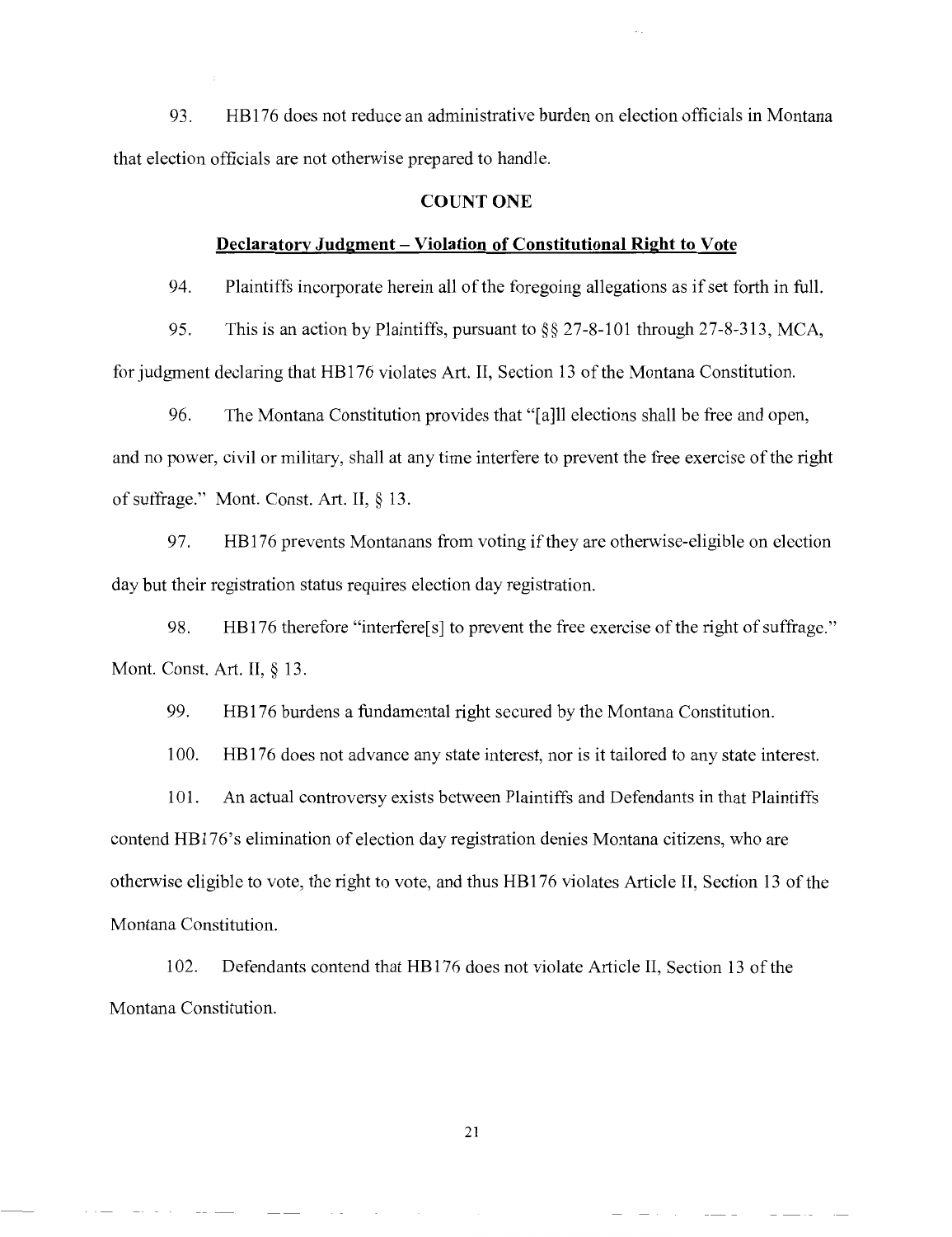93. HB176 does not reduce an administrative burden on election officials in Montana that election officials are not otherwise prepared to handle.

## COUNT ONE

### Declaratory Judgment – Violation of Constitutional Right to Vote

94. Plaintiffs incorporate herein all of the foregoing allegations as if set forth in full.

95. This is an action by Plaintiffs, pursuant to §§ 27-8-101 through 27-8-313, MCA, for judgment declaring that HB176 violates Art. II, Section 13 of the Montana Constitution.

96. The Montana Constitution provides that "[a]ll elections shall be free and open, and no power, civil or military, shall at any time interfere to prevent the free exercise of the right of suffrage." Mont. Const. Art. II, § 13.

97. HB176 prevents Montanans from voting if they are otherwise-eligible on election day but their registration status requires election day registration.

98. HB176 therefore "interfere[s] to prevent the free exercise of the right of suffrage." Mont. Const. Art. II, § 13.

99. HB176 burdens a fundamental right secured by the Montana Constitution.

100. HB176 does not advance any state interest, nor is it tailored to any state interest.

101. An actual controversy exists between Plaintiffs and Defendants in that Plaintiffs contend HB176's elimination of election day registration denies Montana citizens, who are otherwise eligible to vote, the right to vote, and thus HB176 violates Article II, Section 13 of the Montana Constitution.

102. Defendants contend that HB176 does not violate Article II, Section 13 of the Montana Constitution.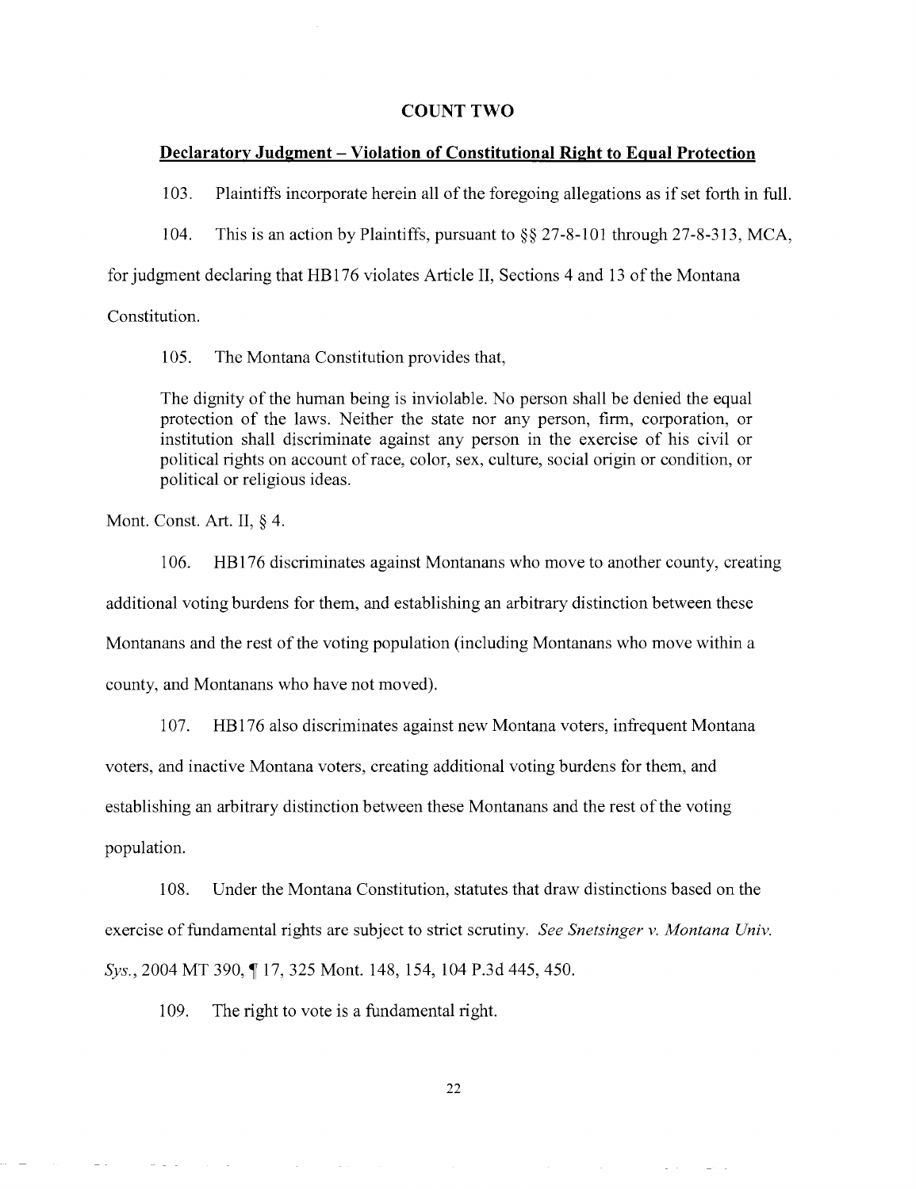## COUNT TWO

### Declaratory Judgment – Violation of Constitutional Right to Equal Protection

103. Plaintiffs incorporate herein all of the foregoing allegations as if set forth in full.

104. This is an action by Plaintiffs, pursuant to §§ 27-8-101 through 27-8-313, MCA, for judgment declaring that HB176 violates Article II, Sections 4 and 13 of the Montana Constitution.

105. The Montana Constitution provides that,

> The dignity of the human being is inviolable. No person shall be denied the equal protection of the laws. Neither the state nor any person, firm, corporation, or institution shall discriminate against any person in the exercise of his civil or political rights on account of race, color, sex, culture, social origin or condition, or political or religious ideas.

Mont. Const. Art. II, § 4.

106. HB176 discriminates against Montanans who move to another county, creating additional voting burdens for them, and establishing an arbitrary distinction between these Montanans and the rest of the voting population (including Montanans who move within a county, and Montanans who have not moved).

107. HB176 also discriminates against new Montana voters, infrequent Montana voters, and inactive Montana voters, creating additional voting burdens for them, and establishing an arbitrary distinction between these Montanans and the rest of the voting population.

108. Under the Montana Constitution, statutes that draw distinctions based on the exercise of fundamental rights are subject to strict scrutiny. *See Snetsinger v. Montana Univ. Sys.*, 2004 MT 390, ¶ 17, 325 Mont. 148, 154, 104 P.3d 445, 450.

109. The right to vote is a fundamental right.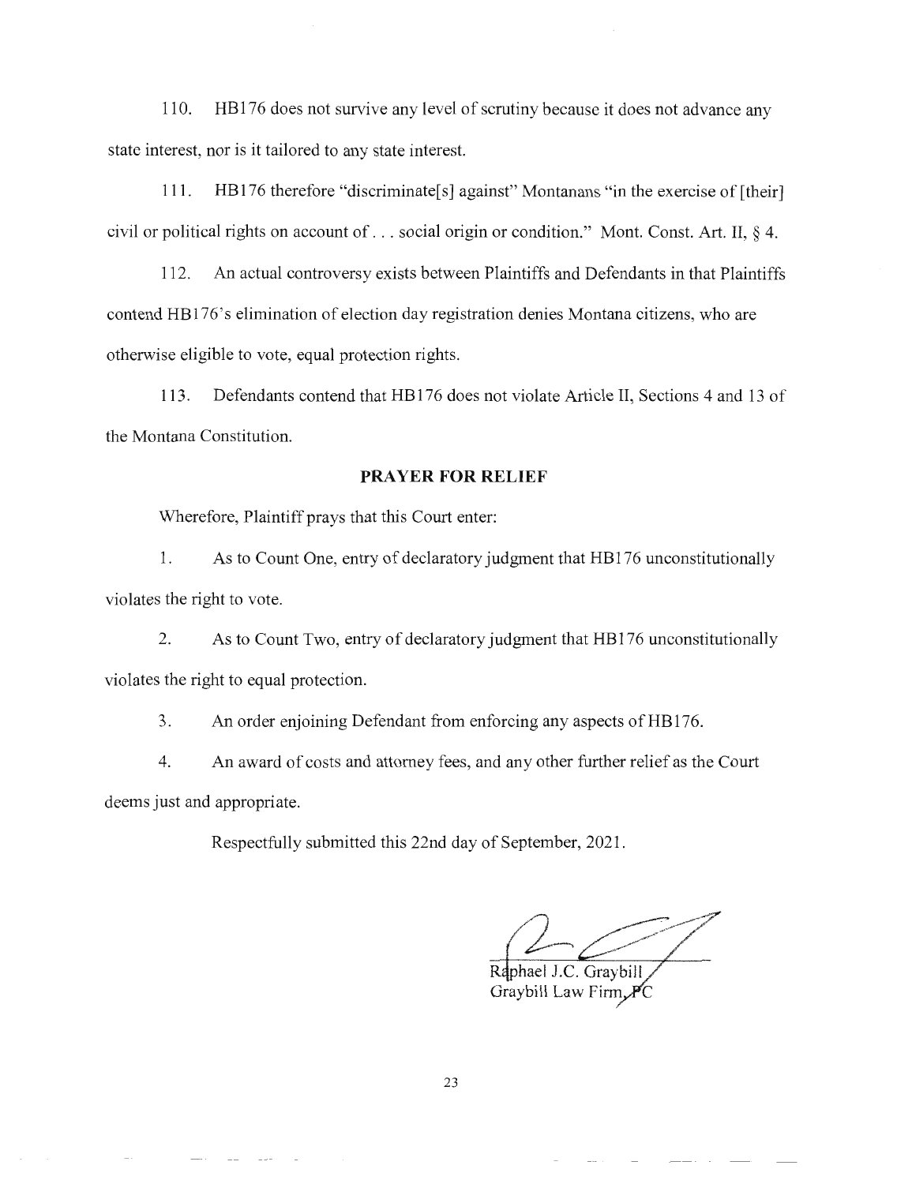110. HB176 does not survive any level of scrutiny because it does not advance any state interest, nor is it tailored to any state interest.

111. HB176 therefore "discriminate[s] against" Montanans "in the exercise of [their] civil or political rights on account of . . . social origin or condition." Mont. Const. Art. II, § 4.

112. An actual controversy exists between Plaintiffs and Defendants in that Plaintiffs contend HB176's elimination of election day registration denies Montana citizens, who are otherwise eligible to vote, equal protection rights.

113. Defendants contend that HB176 does not violate Article II, Sections 4 and 13 of the Montana Constitution.

## PRAYER FOR RELIEF

Wherefore, Plaintiff prays that this Court enter:

1. As to Count One, entry of declaratory judgment that HB176 unconstitutionally violates the right to vote.

2. As to Count Two, entry of declaratory judgment that HB176 unconstitutionally violates the right to equal protection.

3. An order enjoining Defendant from enforcing any aspects of HB176.

4. An award of costs and attorney fees, and any other further relief as the Court deems just and appropriate.

Respectfully submitted this 22nd day of September, 2021.

Raphael J.C. Graybill
Graybill Law Firm, PC